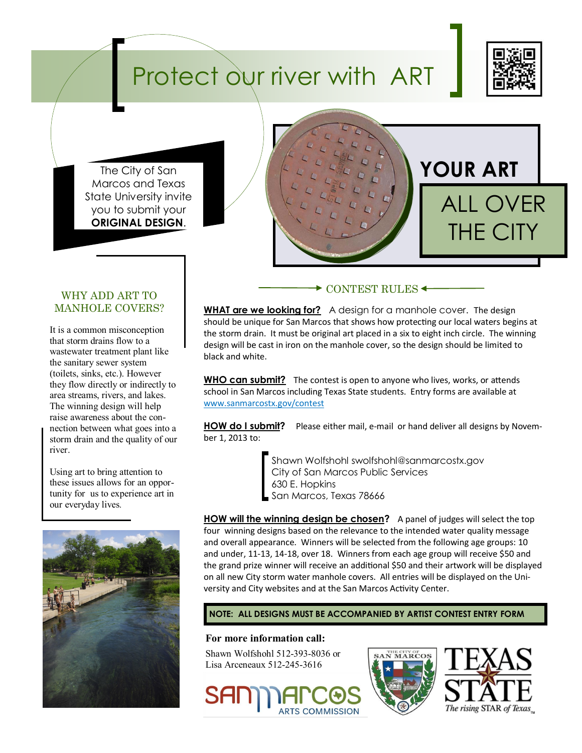# Protect our river with ART

The City of San Marcos and Texas State University invite you to submit your **ORIGINAL DESIGN**.

## YOUR ART

## ALL OVER THE CITY

### WHY ADD ART TO MANHOLE COVERS?

It is a common misconception that storm drains flow to a wastewater treatment plant like the sanitary sewer system (toilets, sinks, etc.). However they flow directly or indirectly to area streams, rivers, and lakes. The winning design will help raise awareness about the connection between what goes into a storm drain and the quality of our river.

Using art to bring attention to these issues allows for an opportunity for us to experience art in our everyday lives.

### CONTEST RULES

**WHAT are we looking for?** A design for a manhole cover. The design should be unique for San Marcos that shows how protecting our local waters begins at the storm drain. It must be original art placed in a six to eight inch circle. The winning design will be cast in iron on the manhole cover, so the design should be limited to black and white.

**WHO can submit?** The contest is open to anyone who lives, works, or attends school in San Marcos including Texas State students. Entry forms are available at www.sanmarcostx.gov/contest

**HOW do I submit?** Please either mail, e-mail or hand deliver all designs by November 1, 2013 to:

Shawn Wolfshohl swolfshohl@sanmarcostx.gov
City of San Marcos Public Services
630 E. Hopkins
San Marcos, Texas 78666

**HOW will the winning design be chosen?** A panel of judges will select the top four winning designs based on the relevance to the intended water quality message and overall appearance. Winners will be selected from the following age groups: 10 and under, 11-13, 14-18, over 18. Winners from each age group will receive $50 and the grand prize winner will receive an additional $50 and their artwork will be displayed on all new City storm water manhole covers. All entries will be displayed on the University and City websites and at the San Marcos Activity Center.

**NOTE: ALL DESIGNS MUST BE ACCOMPANIED BY ARTIST CONTEST ENTRY FORM**

**For more information call:**

Shawn Wolfshohl 512-393-8036 or
Lisa Arceneaux 512-245-3616

San Marcos Arts Commission

The City of San Marcos

Texas State — The rising STAR of Texas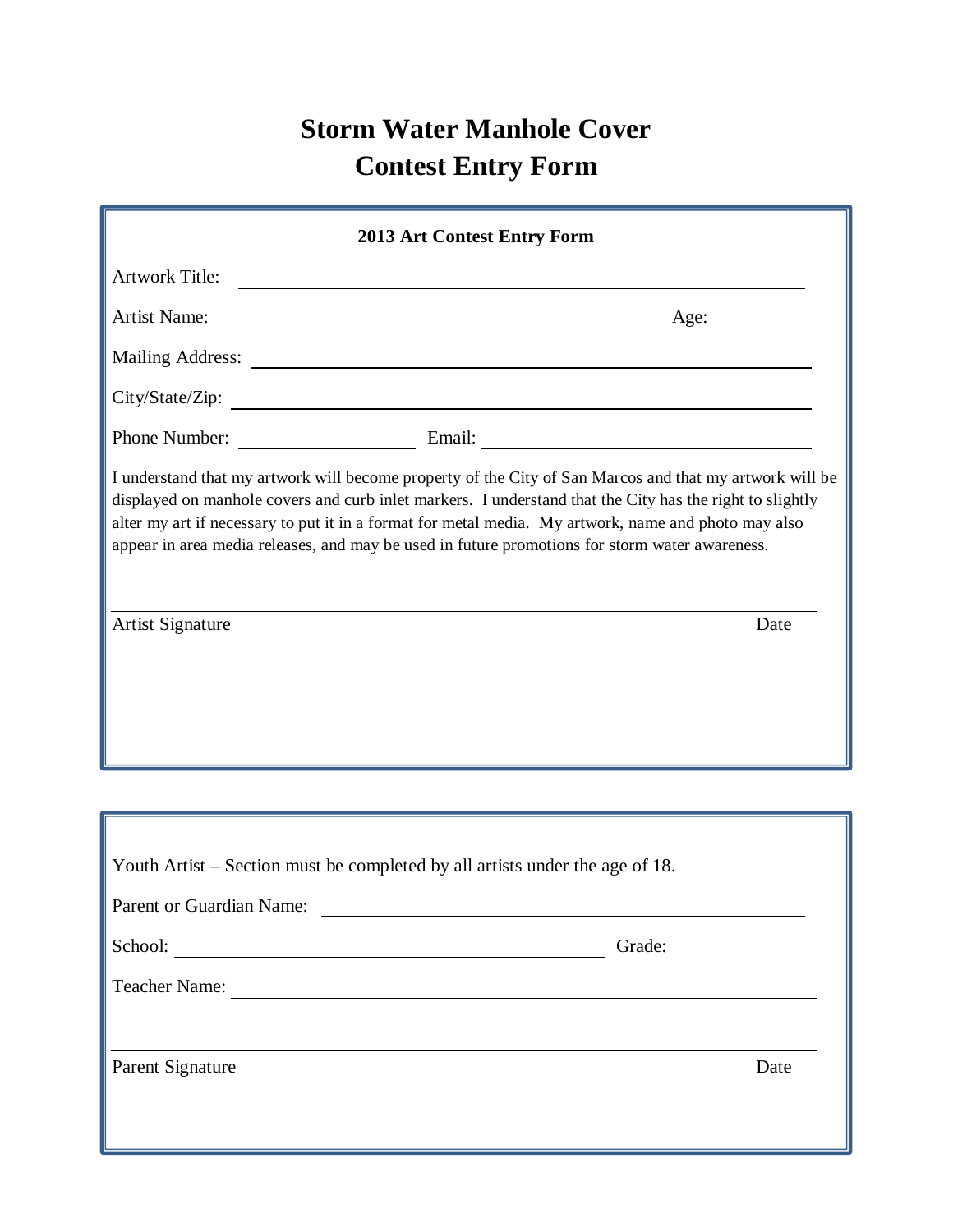# Storm Water Manhole Cover
# Contest Entry Form

**2013 Art Contest Entry Form**

Artwork Title: ______________________________________________

Artist Name: ______________________________________ Age: _________

Mailing Address: ____________________________________________

City/State/Zip: ______________________________________________

Phone Number: __________________ Email: ______________________________

I understand that my artwork will become property of the City of San Marcos and that my artwork will be displayed on manhole covers and curb inlet markers. I understand that the City has the right to slightly alter my art if necessary to put it in a format for metal media. My artwork, name and photo may also appear in area media releases, and may be used in future promotions for storm water awareness.

______________________________________________________________________

Artist Signature Date

Youth Artist – Section must be completed by all artists under the age of 18.

Parent or Guardian Name: ______________________________________

School: ______________________________________ Grade: _____________

Teacher Name: ______________________________________________

______________________________________________________________________

Parent Signature Date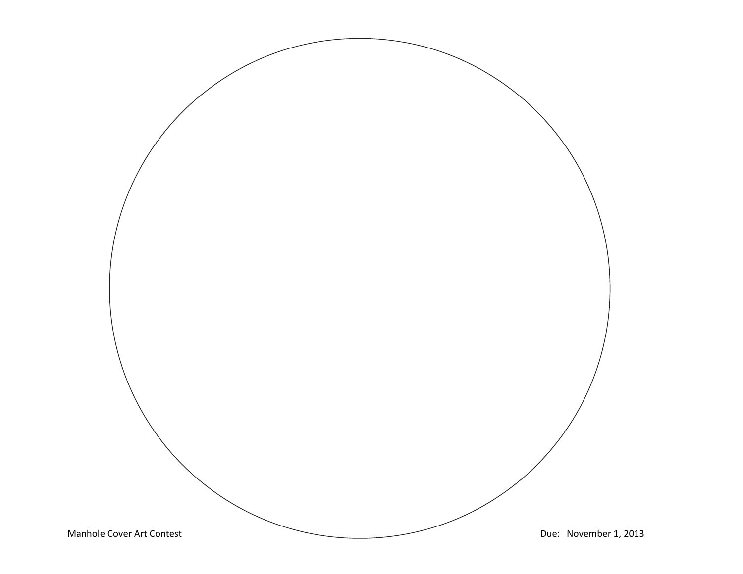Manhole Cover Art Contest

Due: November 1, 2013